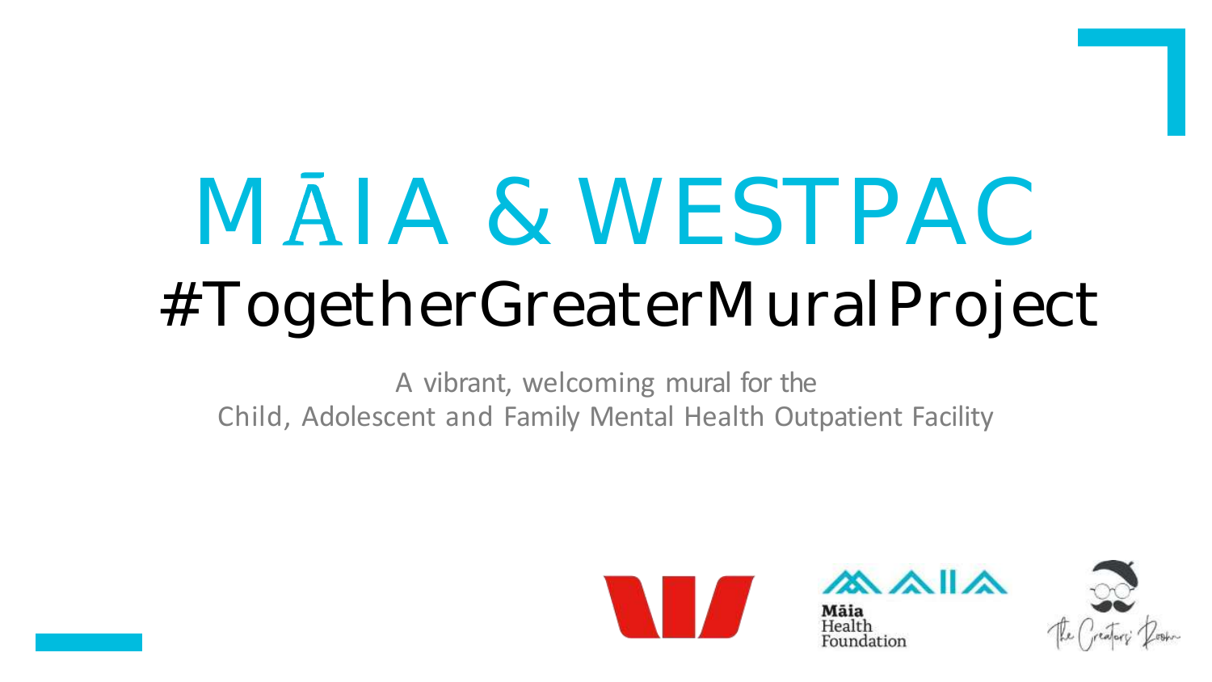# MĀIA & WESTPAC

## #TogetherGreaterMuralProject

A vibrant, welcoming mural for the
Child, Adolescent and Family Mental Health Outpatient Facility

Māia Health Foundation

The Creators' Room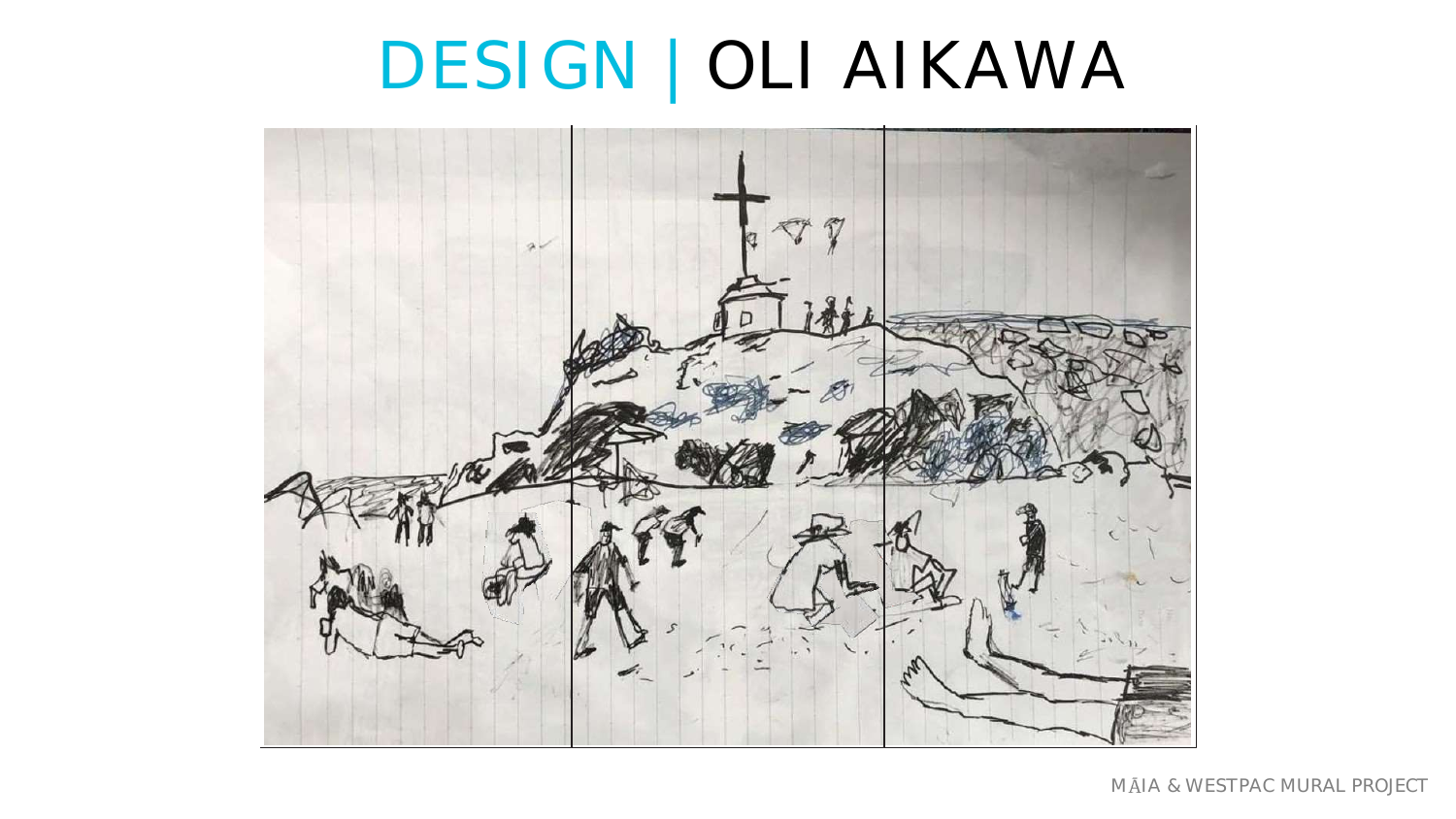# DESIGN | OLI AIKAWA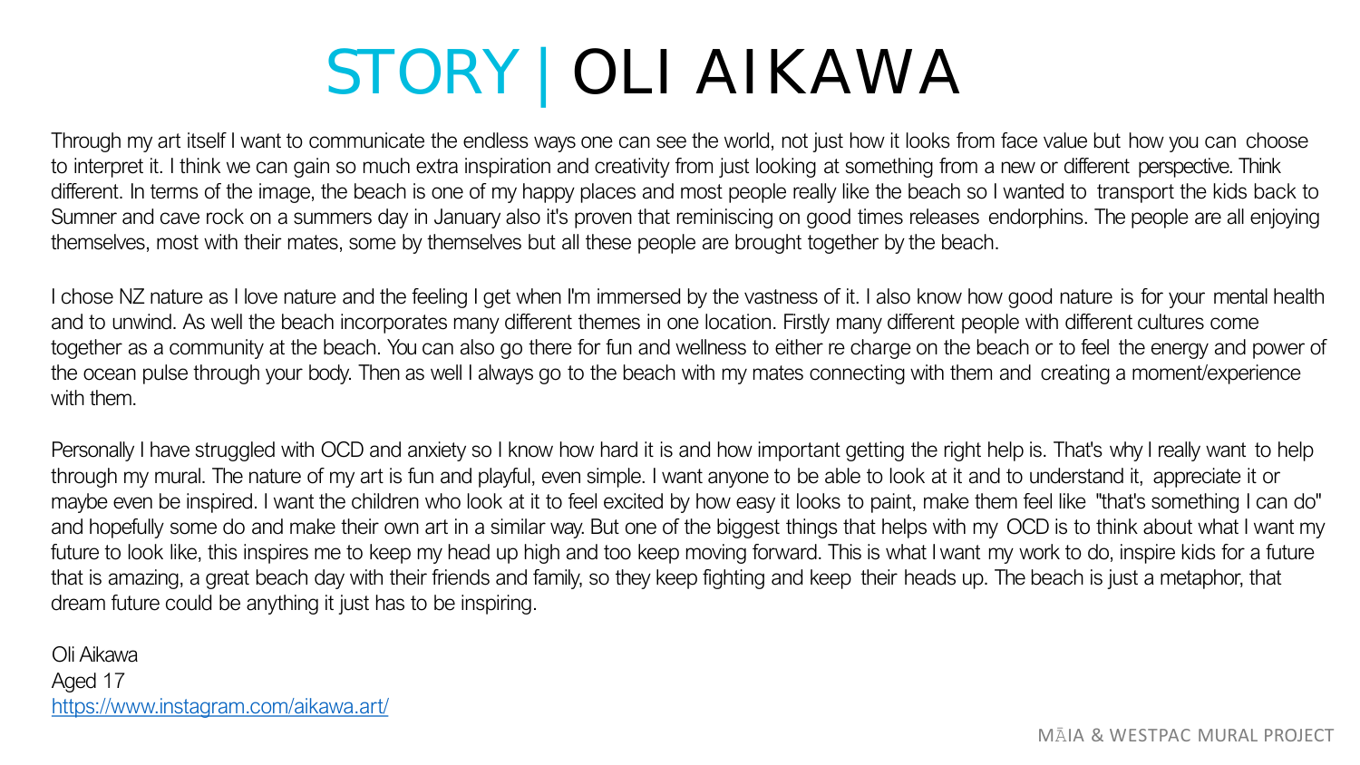# STORY | OLI AIKAWA

Through my art itself I want to communicate the endless ways one can see the world, not just how it looks from face value but how you can choose to interpret it. I think we can gain so much extra inspiration and creativity from just looking at something from a new or different perspective. Think different. In terms of the image, the beach is one of my happy places and most people really like the beach so I wanted to transport the kids back to Sumner and cave rock on a summers day in January also it's proven that reminiscing on good times releases endorphins. The people are all enjoying themselves, most with their mates, some by themselves but all these people are brought together by the beach.

I chose NZ nature as I love nature and the feeling I get when I'm immersed by the vastness of it. I also know how good nature is for your mental health and to unwind. As well the beach incorporates many different themes in one location. Firstly many different people with different cultures come together as a community at the beach. You can also go there for fun and wellness to either re charge on the beach or to feel the energy and power of the ocean pulse through your body. Then as well I always go to the beach with my mates connecting with them and creating a moment/experience with them.

Personally I have struggled with OCD and anxiety so I know how hard it is and how important getting the right help is. That's why I really want to help through my mural. The nature of my art is fun and playful, even simple. I want anyone to be able to look at it and to understand it, appreciate it or maybe even be inspired. I want the children who look at it to feel excited by how easy it looks to paint, make them feel like "that's something I can do" and hopefully some do and make their own art in a similar way. But one of the biggest things that helps with my OCD is to think about what I want my future to look like, this inspires me to keep my head up high and too keep moving forward. This is what I want my work to do, inspire kids for a future that is amazing, a great beach day with their friends and family, so they keep fighting and keep their heads up. The beach is just a metaphor, that dream future could be anything it just has to be inspiring.

Oli Aikawa
Aged 17
https://www.instagram.com/aikawa.art/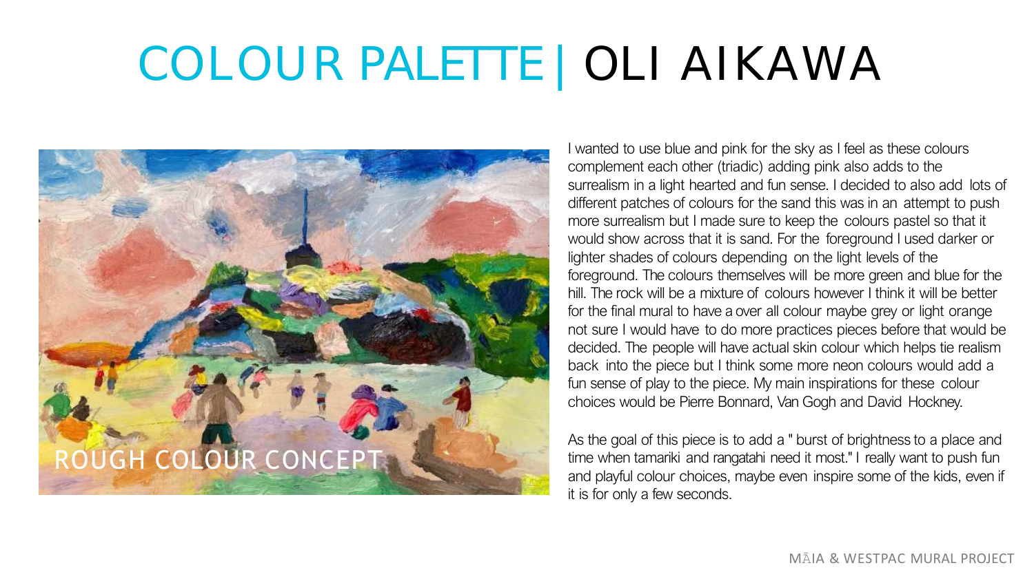# COLOUR PALETTE | OLI AIKAWA

ROUGH COLOUR CONCEPT

I wanted to use blue and pink for the sky as I feel as these colours complement each other (triadic) adding pink also adds to the surrealism in a light hearted and fun sense. I decided to also add lots of different patches of colours for the sand this was in an attempt to push more surrealism but I made sure to keep the colours pastel so that it would show across that it is sand. For the foreground I used darker or lighter shades of colours depending on the light levels of the foreground. The colours themselves will be more green and blue for the hill. The rock will be a mixture of colours however I think it will be better for the final mural to have a over all colour maybe grey or light orange not sure I would have to do more practices pieces before that would be decided. The people will have actual skin colour which helps tie realism back into the piece but I think some more neon colours would add a fun sense of play to the piece. My main inspirations for these colour choices would be Pierre Bonnard, Van Gogh and David Hockney.

As the goal of this piece is to add a " burst of brightness to a place and time when tamariki and rangatahi need it most." I really want to push fun and playful colour choices, maybe even inspire some of the kids, even if it is for only a few seconds.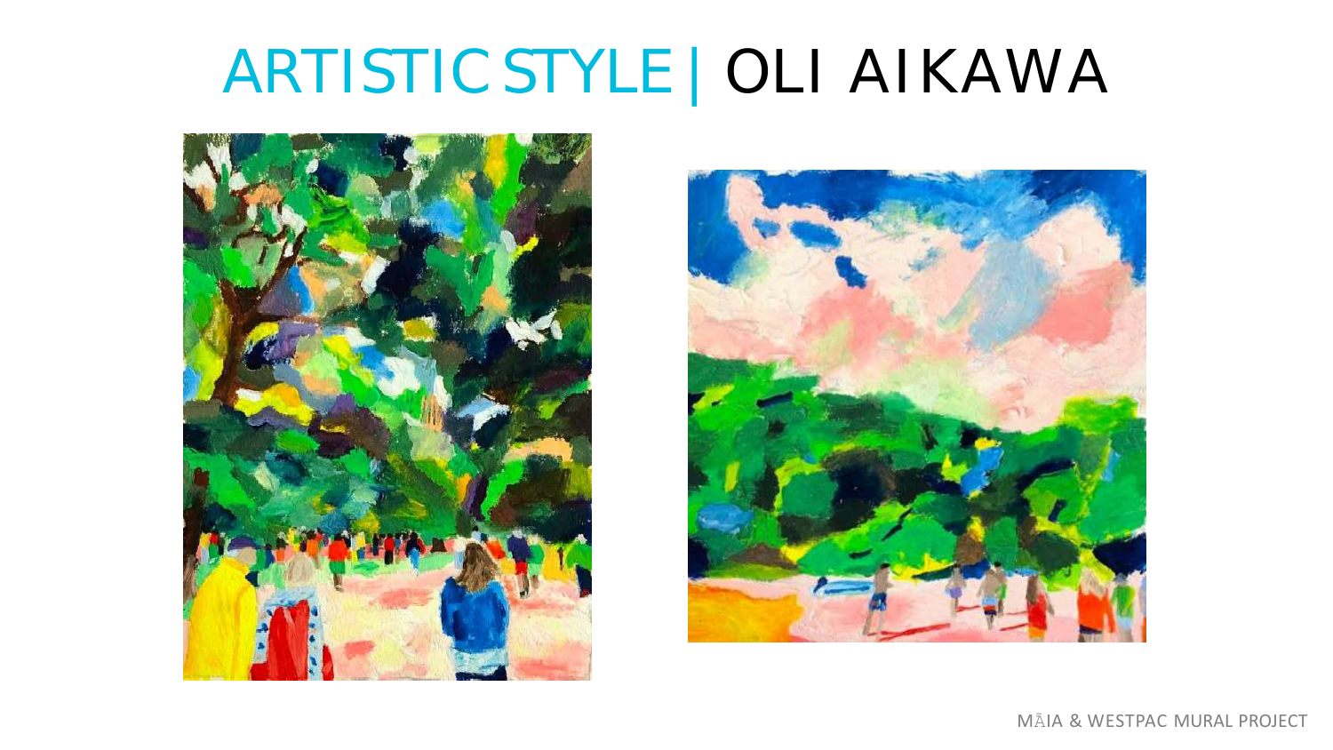# ARTISTIC STYLE | OLI AIKAWA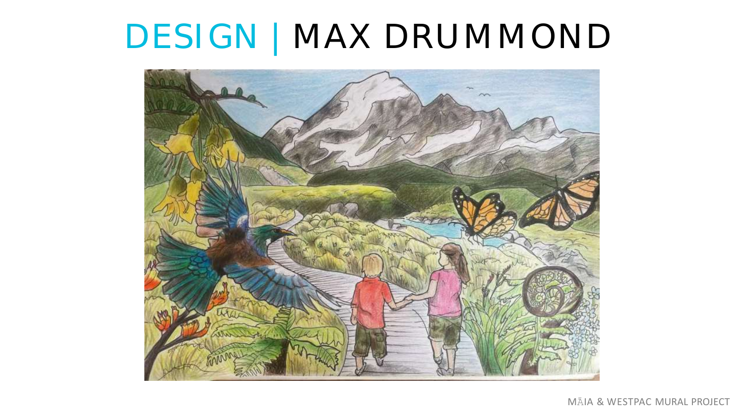# DESIGN | MAX DRUMMOND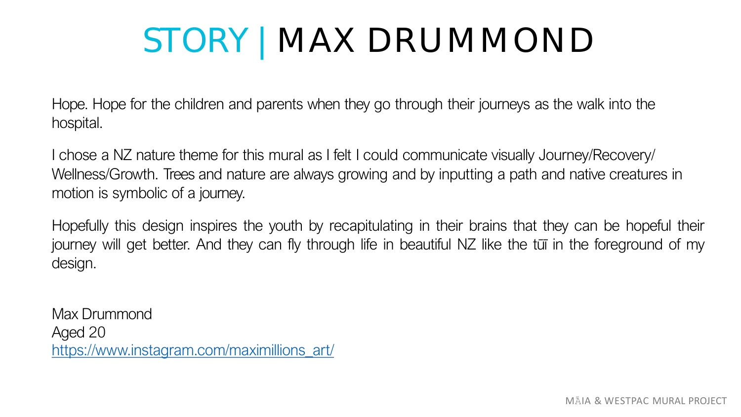# STORY | MAX DRUMMOND

Hope. Hope for the children and parents when they go through their journeys as the walk into the hospital.

I chose a NZ nature theme for this mural as I felt I could communicate visually Journey/Recovery/Wellness/Growth. Trees and nature are always growing and by inputting a path and native creatures in motion is symbolic of a journey.

Hopefully this design inspires the youth by recapitulating in their brains that they can be hopeful their journey will get better. And they can fly through life in beautiful NZ like the tūī in the foreground of my design.

Max Drummond
Aged 20
https://www.instagram.com/maximillions_art/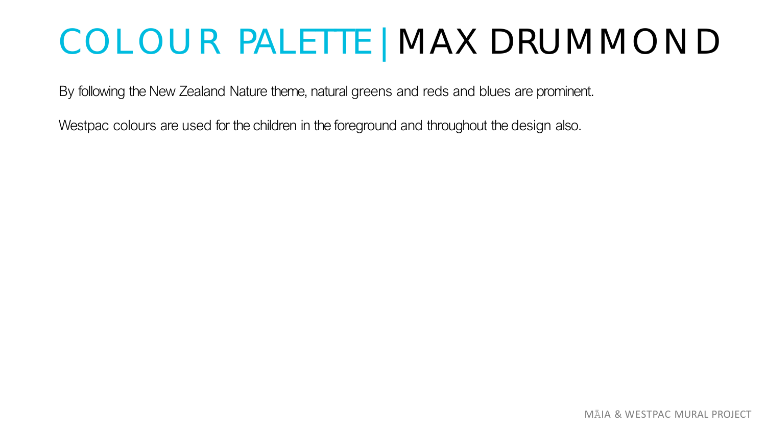# COLOUR PALETTE | MAX DRUMMOND

By following the New Zealand Nature theme, natural greens and reds and blues are prominent.

Westpac colours are used for the children in the foreground and throughout the design also.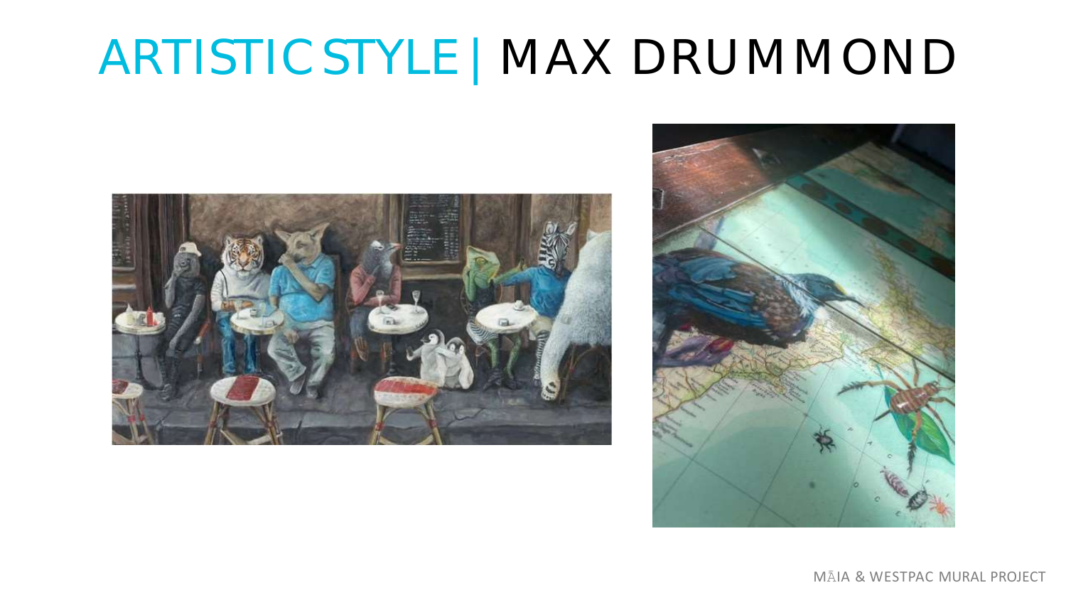# ARTISTIC STYLE | MAX DRUMMOND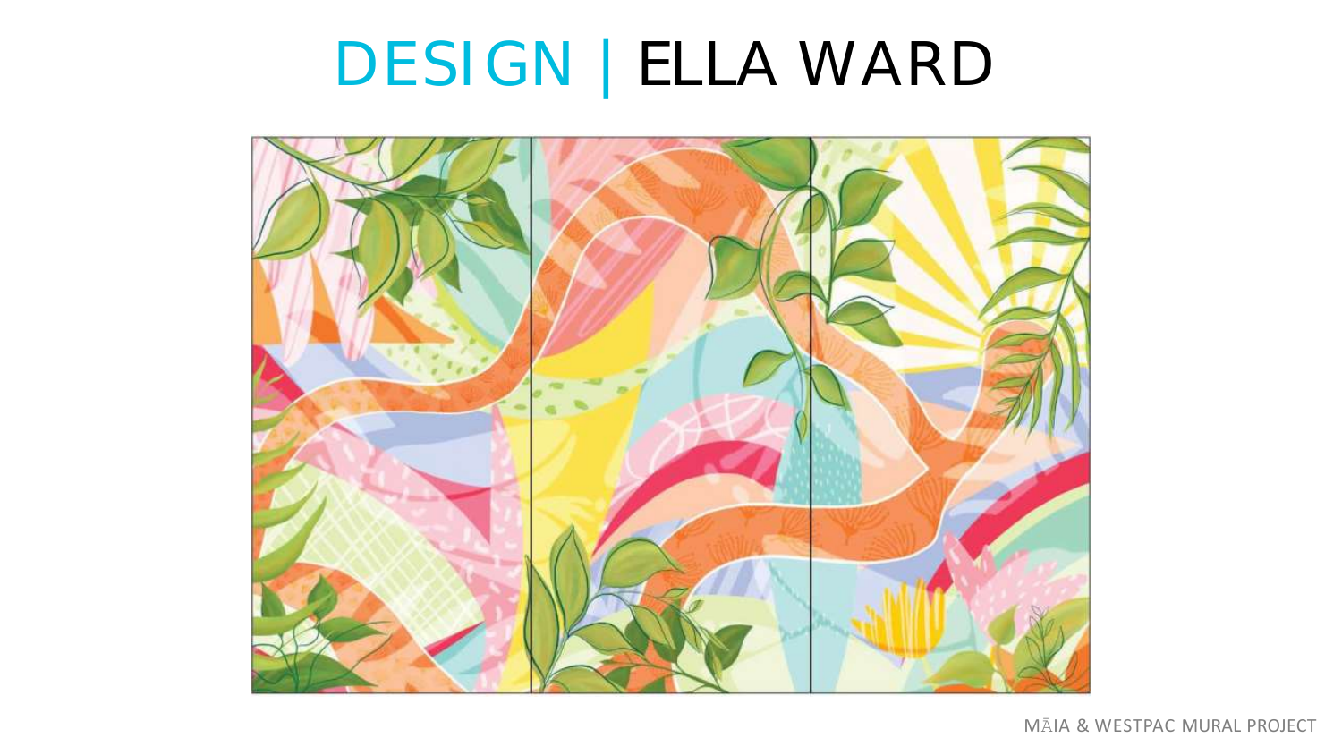# DESIGN | ELLA WARD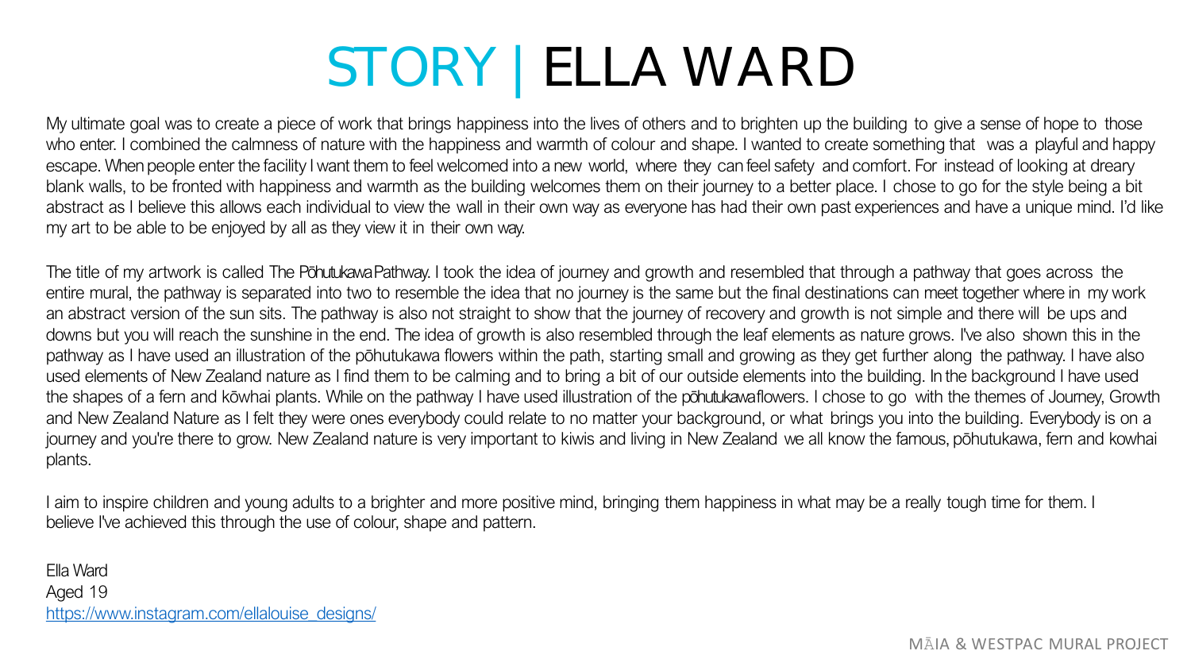# STORY | ELLA WARD

My ultimate goal was to create a piece of work that brings happiness into the lives of others and to brighten up the building to give a sense of hope to those who enter. I combined the calmness of nature with the happiness and warmth of colour and shape. I wanted to create something that was a playful and happy escape. When people enter the facility I want them to feel welcomed into a new world, where they can feel safety and comfort. For instead of looking at dreary blank walls, to be fronted with happiness and warmth as the building welcomes them on their journey to a better place. I chose to go for the style being a bit abstract as I believe this allows each individual to view the wall in their own way as everyone has had their own past experiences and have a unique mind. I'd like my art to be able to be enjoyed by all as they view it in their own way.

The title of my artwork is called The Pōhutukawa Pathway. I took the idea of journey and growth and resembled that through a pathway that goes across the entire mural, the pathway is separated into two to resemble the idea that no journey is the same but the final destinations can meet together where in my work an abstract version of the sun sits. The pathway is also not straight to show that the journey of recovery and growth is not simple and there will be ups and downs but you will reach the sunshine in the end. The idea of growth is also resembled through the leaf elements as nature grows. I've also shown this in the pathway as I have used an illustration of the pōhutukawa flowers within the path, starting small and growing as they get further along the pathway. I have also used elements of New Zealand nature as I find them to be calming and to bring a bit of our outside elements into the building. In the background I have used the shapes of a fern and kōwhai plants. While on the pathway I have used illustration of the pōhutukawa flowers. I chose to go with the themes of Journey, Growth and New Zealand Nature as I felt they were ones everybody could relate to no matter your background, or what brings you into the building. Everybody is on a journey and you're there to grow. New Zealand nature is very important to kiwis and living in New Zealand we all know the famous, pōhutukawa, fern and kowhai plants.

I aim to inspire children and young adults to a brighter and more positive mind, bringing them happiness in what may be a really tough time for them. I believe I've achieved this through the use of colour, shape and pattern.

Ella Ward
Aged 19
https://www.instagram.com/ellalouise_designs/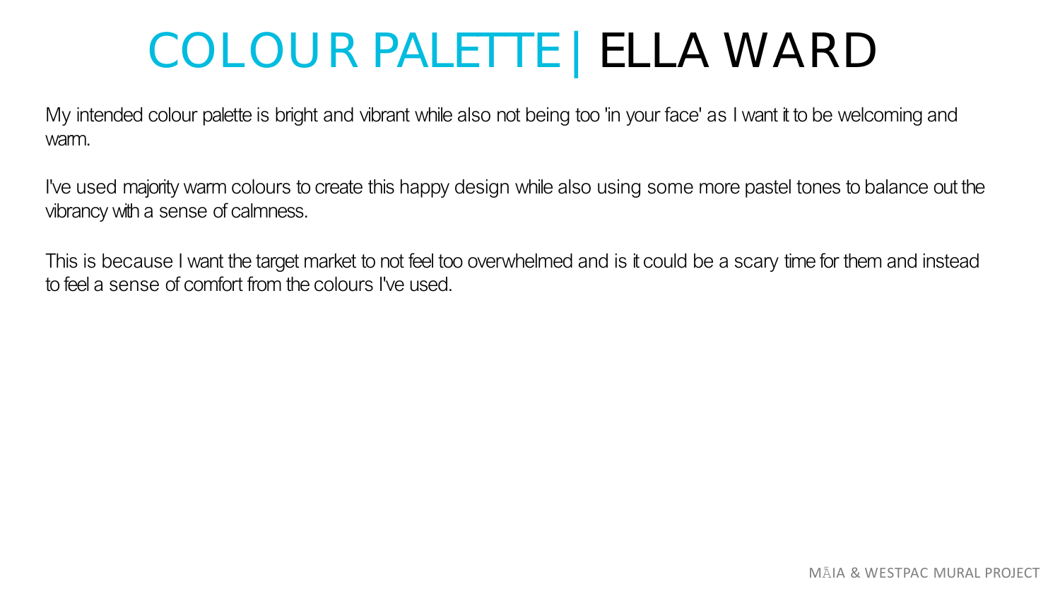# COLOUR PALETTE | ELLA WARD

My intended colour palette is bright and vibrant while also not being too 'in your face' as I want it to be welcoming and warm.

I've used majority warm colours to create this happy design while also using some more pastel tones to balance out the vibrancy with a sense of calmness.

This is because I want the target market to not feel too overwhelmed and is it could be a scary time for them and instead to feel a sense of comfort from the colours I've used.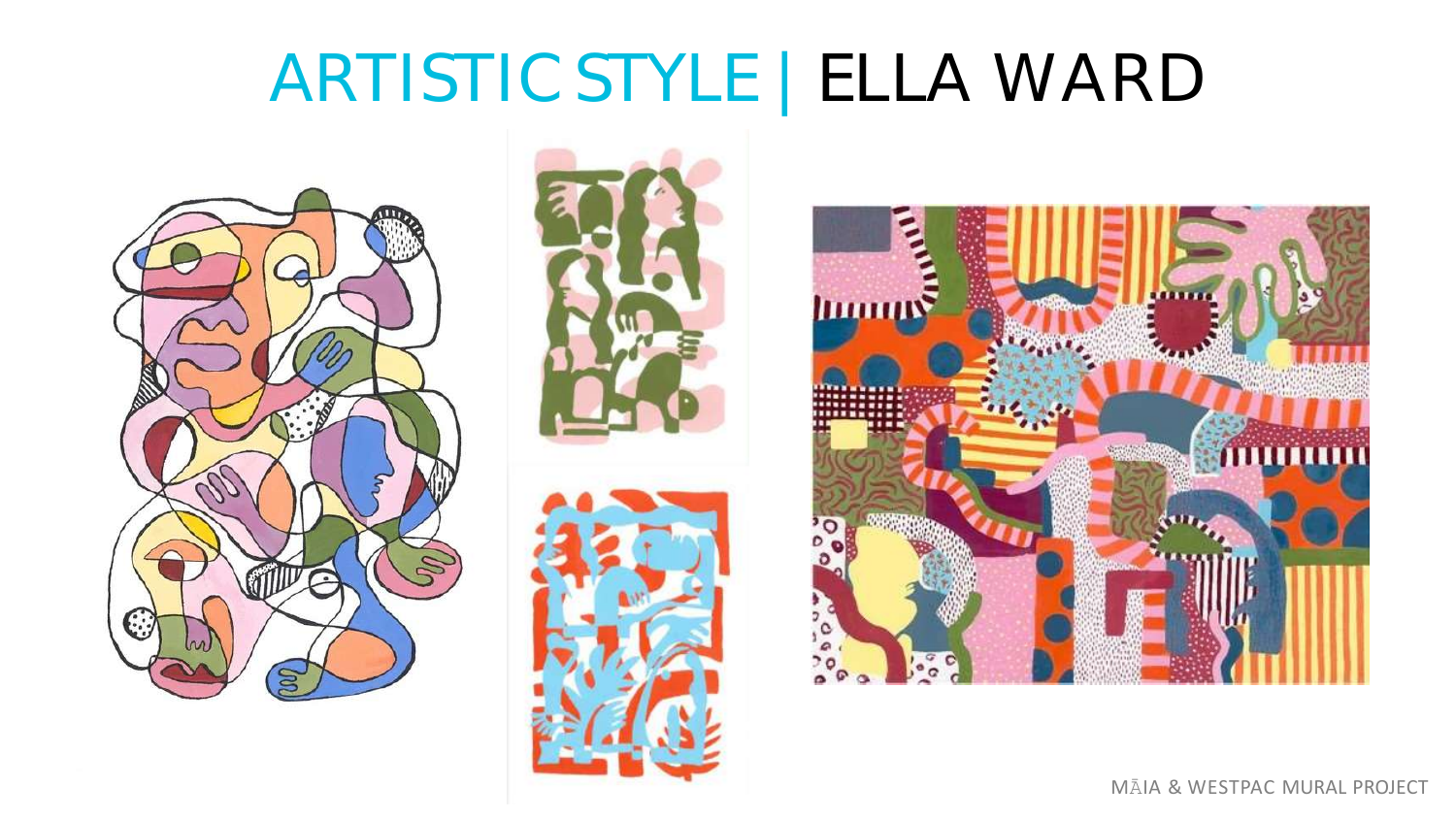# ARTISTIC STYLE | ELLA WARD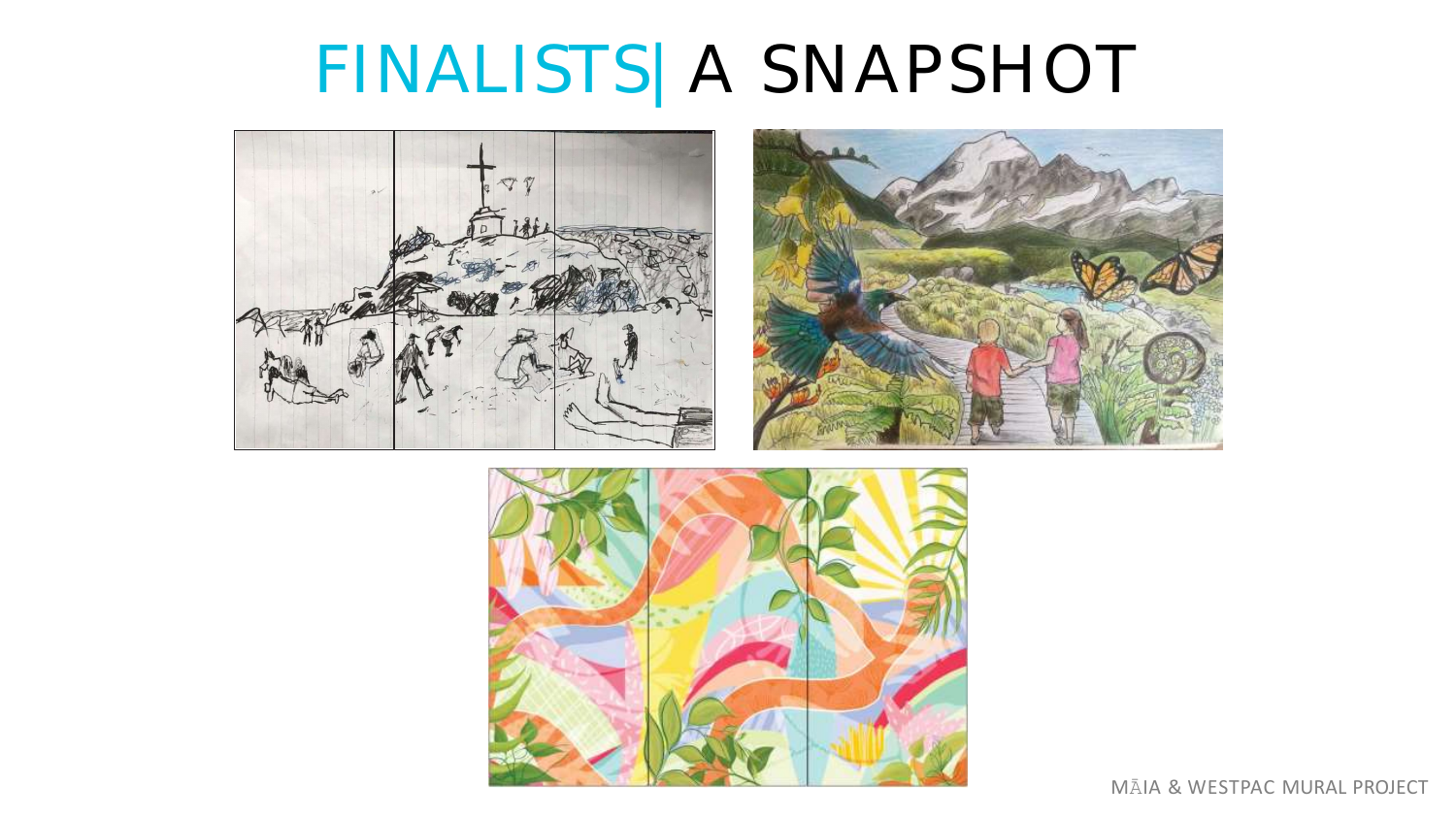# FINALISTS | A SNAPSHOT